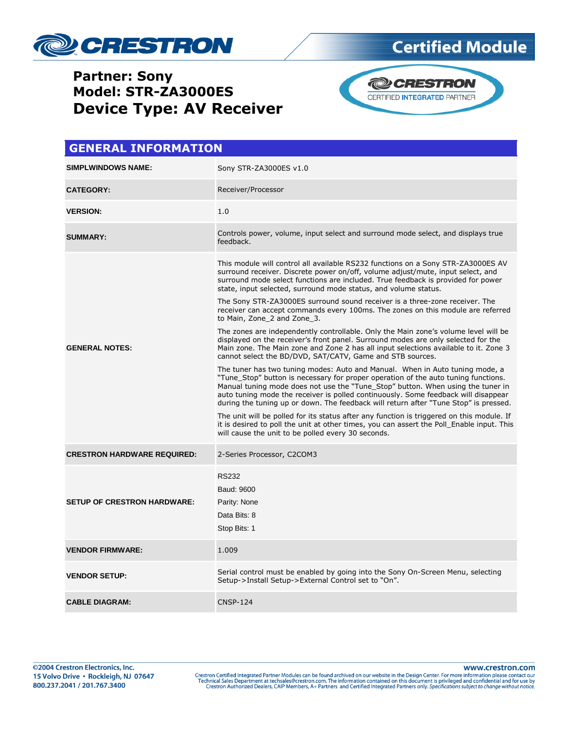# Certified Module

**Partner: Sony**
**Model: STR-ZA3000ES**
# Device Type: AV Receiver

CRESTRON CERTIFIED INTEGRATED PARTNER

## GENERAL INFORMATION

| | |
|---|---|
| **SIMPLWINDOWS NAME:** | Sony STR-ZA3000ES v1.0 |
| **CATEGORY:** | Receiver/Processor |
| **VERSION:** | 1.0 |
| **SUMMARY:** | Controls power, volume, input select and surround mode select, and displays true feedback. |
| **GENERAL NOTES:** | This module will control all available RS232 functions on a Sony STR-ZA3000ES AV surround receiver. Discrete power on/off, volume adjust/mute, input select, and surround mode select functions are included. True feedback is provided for power state, input selected, surround mode status, and volume status.<br><br>The Sony STR-ZA3000ES surround sound receiver is a three-zone receiver. The receiver can accept commands every 100ms. The zones on this module are referred to Main, Zone_2 and Zone_3.<br><br>The zones are independently controllable. Only the Main zone's volume level will be displayed on the receiver's front panel. Surround modes are only selected for the Main zone. The Main zone and Zone 2 has all input selections available to it. Zone 3 cannot select the BD/DVD, SAT/CATV, Game and STB sources.<br><br>The tuner has two tuning modes: Auto and Manual. When in Auto tuning mode, a "Tune_Stop" button is necessary for proper operation of the auto tuning functions. Manual tuning mode does not use the "Tune_Stop" button. When using the tuner in auto tuning mode the receiver is polled continuously. Some feedback will disappear during the tuning up or down. The feedback will return after "Tune Stop" is pressed.<br><br>The unit will be polled for its status after any function is triggered on this module. If it is desired to poll the unit at other times, you can assert the Poll_Enable input. This will cause the unit to be polled every 30 seconds. |
| **CRESTRON HARDWARE REQUIRED:** | 2-Series Processor, C2COM3 |
| **SETUP OF CRESTRON HARDWARE:** | RS232<br>Baud: 9600<br>Parity: None<br>Data Bits: 8<br>Stop Bits: 1 |
| **VENDOR FIRMWARE:** | 1.009 |
| **VENDOR SETUP:** | Serial control must be enabled by going into the Sony On-Screen Menu, selecting Setup->Install Setup->External Control set to "On". |
| **CABLE DIAGRAM:** | CNSP-124 |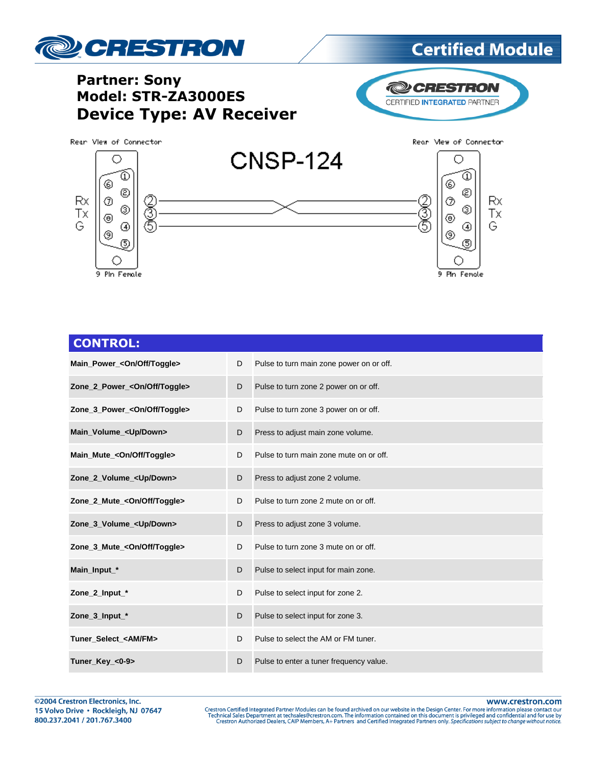**Partner: Sony**
**Model: STR-ZA3000ES**
**Device Type: AV Receiver**

Rear View of Connector — 9 Pin Female

CNSP-124

| Left (9 Pin Female) | Pin | | Pin | Right (9 Pin Female) |
|---|---|---|---|---|
| Rx | 2 | ↔ | 3 | Tx |
| Tx | 3 | ↔ | 2 | Rx |
| G | 5 | ↔ | 5 | G |

## CONTROL:

| | | |
|---|---|---|
| **Main_Power_<On/Off/Toggle>** | D | Pulse to turn main zone power on or off. |
| **Zone_2_Power_<On/Off/Toggle>** | D | Pulse to turn zone 2 power on or off. |
| **Zone_3_Power_<On/Off/Toggle>** | D | Pulse to turn zone 3 power on or off. |
| **Main_Volume_<Up/Down>** | D | Press to adjust main zone volume. |
| **Main_Mute_<On/Off/Toggle>** | D | Pulse to turn main zone mute on or off. |
| **Zone_2_Volume_<Up/Down>** | D | Press to adjust zone 2 volume. |
| **Zone_2_Mute_<On/Off/Toggle>** | D | Pulse to turn zone 2 mute on or off. |
| **Zone_3_Volume_<Up/Down>** | D | Press to adjust zone 3 volume. |
| **Zone_3_Mute_<On/Off/Toggle>** | D | Pulse to turn zone 3 mute on or off. |
| **Main_Input_*** | D | Pulse to select input for main zone. |
| **Zone_2_Input_*** | D | Pulse to select input for zone 2. |
| **Zone_3_Input_*** | D | Pulse to select input for zone 3. |
| **Tuner_Select_<AM/FM>** | D | Pulse to select the AM or FM tuner. |
| **Tuner_Key_<0-9>** | D | Pulse to enter a tuner frequency value. |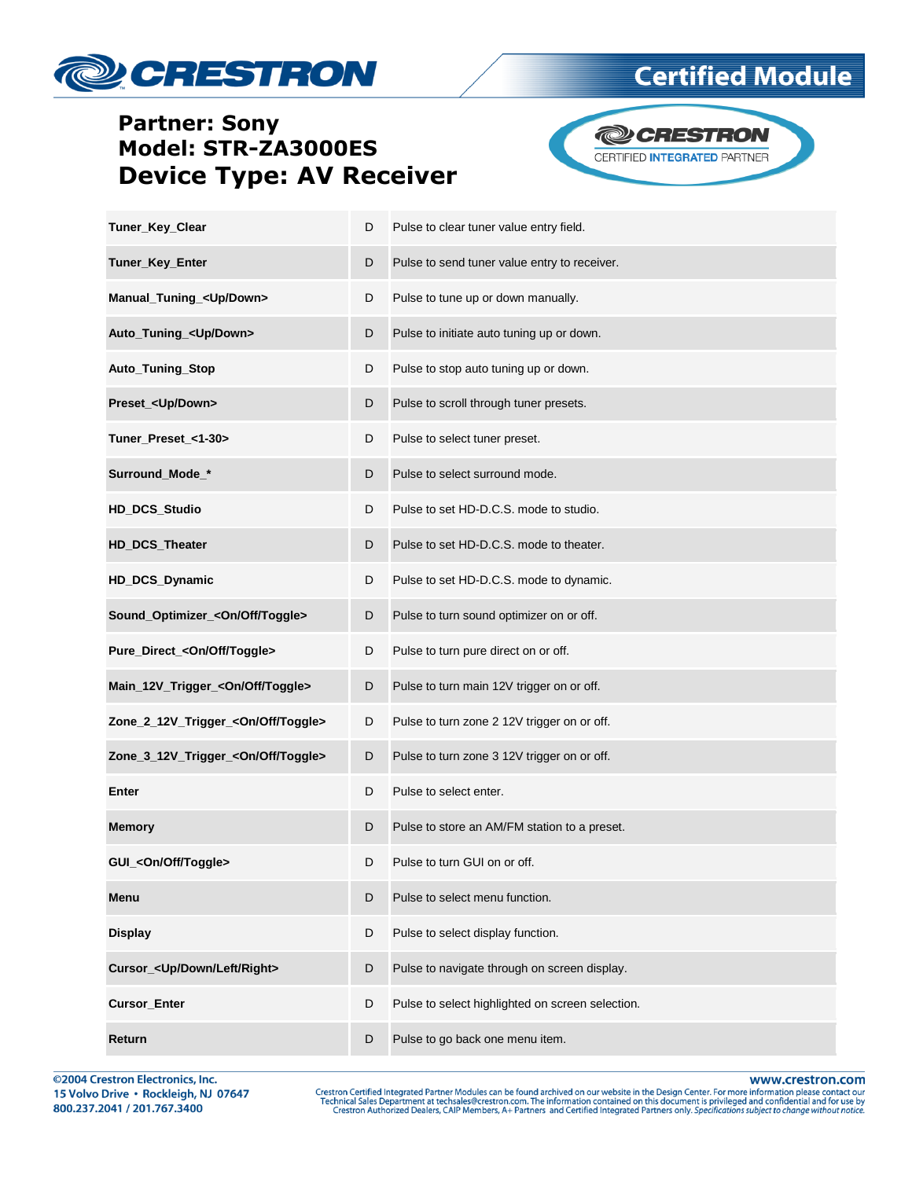**Partner: Sony**
**Model: STR-ZA3000ES**
**Device Type: AV Receiver**

| | | |
|---|---|---|
| **Tuner_Key_Clear** | D | Pulse to clear tuner value entry field. |
| **Tuner_Key_Enter** | D | Pulse to send tuner value entry to receiver. |
| **Manual_Tuning_<Up/Down>** | D | Pulse to tune up or down manually. |
| **Auto_Tuning_<Up/Down>** | D | Pulse to initiate auto tuning up or down. |
| **Auto_Tuning_Stop** | D | Pulse to stop auto tuning up or down. |
| **Preset_<Up/Down>** | D | Pulse to scroll through tuner presets. |
| **Tuner_Preset_<1-30>** | D | Pulse to select tuner preset. |
| **Surround_Mode_*** | D | Pulse to select surround mode. |
| **HD_DCS_Studio** | D | Pulse to set HD-D.C.S. mode to studio. |
| **HD_DCS_Theater** | D | Pulse to set HD-D.C.S. mode to theater. |
| **HD_DCS_Dynamic** | D | Pulse to set HD-D.C.S. mode to dynamic. |
| **Sound_Optimizer_<On/Off/Toggle>** | D | Pulse to turn sound optimizer on or off. |
| **Pure_Direct_<On/Off/Toggle>** | D | Pulse to turn pure direct on or off. |
| **Main_12V_Trigger_<On/Off/Toggle>** | D | Pulse to turn main 12V trigger on or off. |
| **Zone_2_12V_Trigger_<On/Off/Toggle>** | D | Pulse to turn zone 2 12V trigger on or off. |
| **Zone_3_12V_Trigger_<On/Off/Toggle>** | D | Pulse to turn zone 3 12V trigger on or off. |
| **Enter** | D | Pulse to select enter. |
| **Memory** | D | Pulse to store an AM/FM station to a preset. |
| **GUI_<On/Off/Toggle>** | D | Pulse to turn GUI on or off. |
| **Menu** | D | Pulse to select menu function. |
| **Display** | D | Pulse to select display function. |
| **Cursor_<Up/Down/Left/Right>** | D | Pulse to navigate through on screen display. |
| **Cursor_Enter** | D | Pulse to select highlighted on screen selection. |
| **Return** | D | Pulse to go back one menu item. |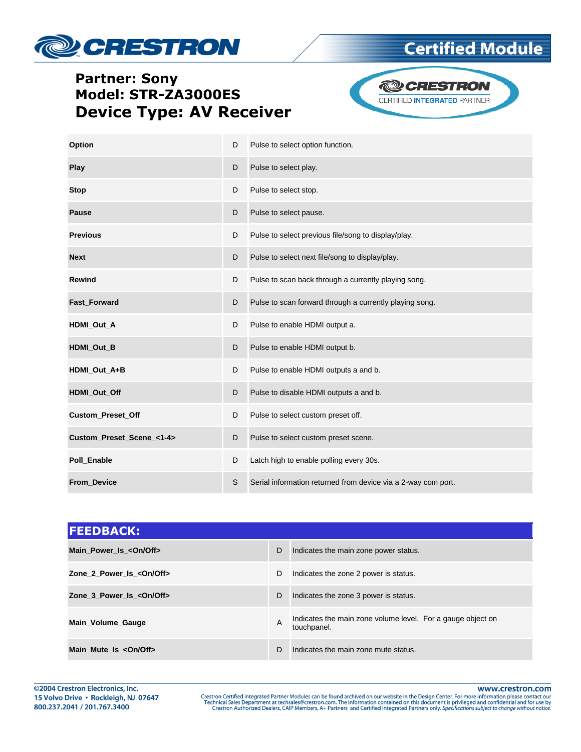**Partner: Sony**
**Model: STR-ZA3000ES**
**Device Type: AV Receiver**

| | | |
|---|---|---|
| **Option** | D | Pulse to select option function. |
| **Play** | D | Pulse to select play. |
| **Stop** | D | Pulse to select stop. |
| **Pause** | D | Pulse to select pause. |
| **Previous** | D | Pulse to select previous file/song to display/play. |
| **Next** | D | Pulse to select next file/song to display/play. |
| **Rewind** | D | Pulse to scan back through a currently playing song. |
| **Fast_Forward** | D | Pulse to scan forward through a currently playing song. |
| **HDMI_Out_A** | D | Pulse to enable HDMI output a. |
| **HDMI_Out_B** | D | Pulse to enable HDMI output b. |
| **HDMI_Out_A+B** | D | Pulse to enable HDMI outputs a and b. |
| **HDMI_Out_Off** | D | Pulse to disable HDMI outputs a and b. |
| **Custom_Preset_Off** | D | Pulse to select custom preset off. |
| **Custom_Preset_Scene_<1-4>** | D | Pulse to select custom preset scene. |
| **Poll_Enable** | D | Latch high to enable polling every 30s. |
| **From_Device** | S | Serial information returned from device via a 2-way com port. |

## FEEDBACK:

| | | |
|---|---|---|
| **Main_Power_Is_<On/Off>** | D | Indicates the main zone power status. |
| **Zone_2_Power_Is_<On/Off>** | D | Indicates the zone 2 power is status. |
| **Zone_3_Power_Is_<On/Off>** | D | Indicates the zone 3 power is status. |
| **Main_Volume_Gauge** | A | Indicates the main zone volume level. For a gauge object on touchpanel. |
| **Main_Mute_Is_<On/Off>** | D | Indicates the main zone mute status. |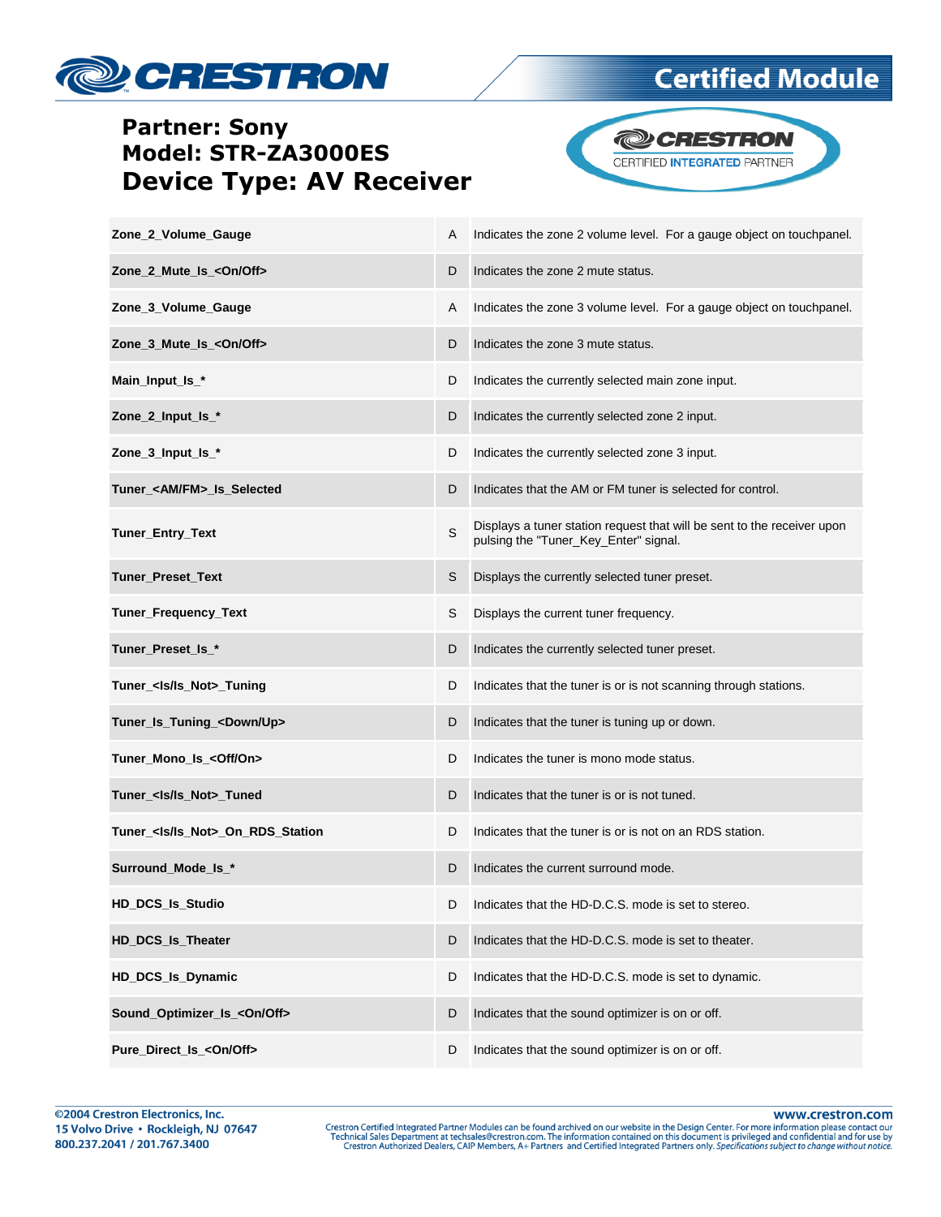**Partner: Sony**
**Model: STR-ZA3000ES**
**Device Type: AV Receiver**

| | | |
|---|---|---|
| **Zone_2_Volume_Gauge** | A | Indicates the zone 2 volume level. For a gauge object on touchpanel. |
| **Zone_2_Mute_Is_<On/Off>** | D | Indicates the zone 2 mute status. |
| **Zone_3_Volume_Gauge** | A | Indicates the zone 3 volume level. For a gauge object on touchpanel. |
| **Zone_3_Mute_Is_<On/Off>** | D | Indicates the zone 3 mute status. |
| **Main_Input_Is_*** | D | Indicates the currently selected main zone input. |
| **Zone_2_Input_Is_*** | D | Indicates the currently selected zone 2 input. |
| **Zone_3_Input_Is_*** | D | Indicates the currently selected zone 3 input. |
| **Tuner_<AM/FM>_Is_Selected** | D | Indicates that the AM or FM tuner is selected for control. |
| **Tuner_Entry_Text** | S | Displays a tuner station request that will be sent to the receiver upon pulsing the "Tuner_Key_Enter" signal. |
| **Tuner_Preset_Text** | S | Displays the currently selected tuner preset. |
| **Tuner_Frequency_Text** | S | Displays the current tuner frequency. |
| **Tuner_Preset_Is_*** | D | Indicates the currently selected tuner preset. |
| **Tuner_<Is/Is_Not>_Tuning** | D | Indicates that the tuner is or is not scanning through stations. |
| **Tuner_Is_Tuning_<Down/Up>** | D | Indicates that the tuner is tuning up or down. |
| **Tuner_Mono_Is_<Off/On>** | D | Indicates the tuner is mono mode status. |
| **Tuner_<Is/Is_Not>_Tuned** | D | Indicates that the tuner is or is not tuned. |
| **Tuner_<Is/Is_Not>_On_RDS_Station** | D | Indicates that the tuner is or is not on an RDS station. |
| **Surround_Mode_Is_*** | D | Indicates the current surround mode. |
| **HD_DCS_Is_Studio** | D | Indicates that the HD-D.C.S. mode is set to stereo. |
| **HD_DCS_Is_Theater** | D | Indicates that the HD-D.C.S. mode is set to theater. |
| **HD_DCS_Is_Dynamic** | D | Indicates that the HD-D.C.S. mode is set to dynamic. |
| **Sound_Optimizer_Is_<On/Off>** | D | Indicates that the sound optimizer is on or off. |
| **Pure_Direct_Is_<On/Off>** | D | Indicates that the sound optimizer is on or off. |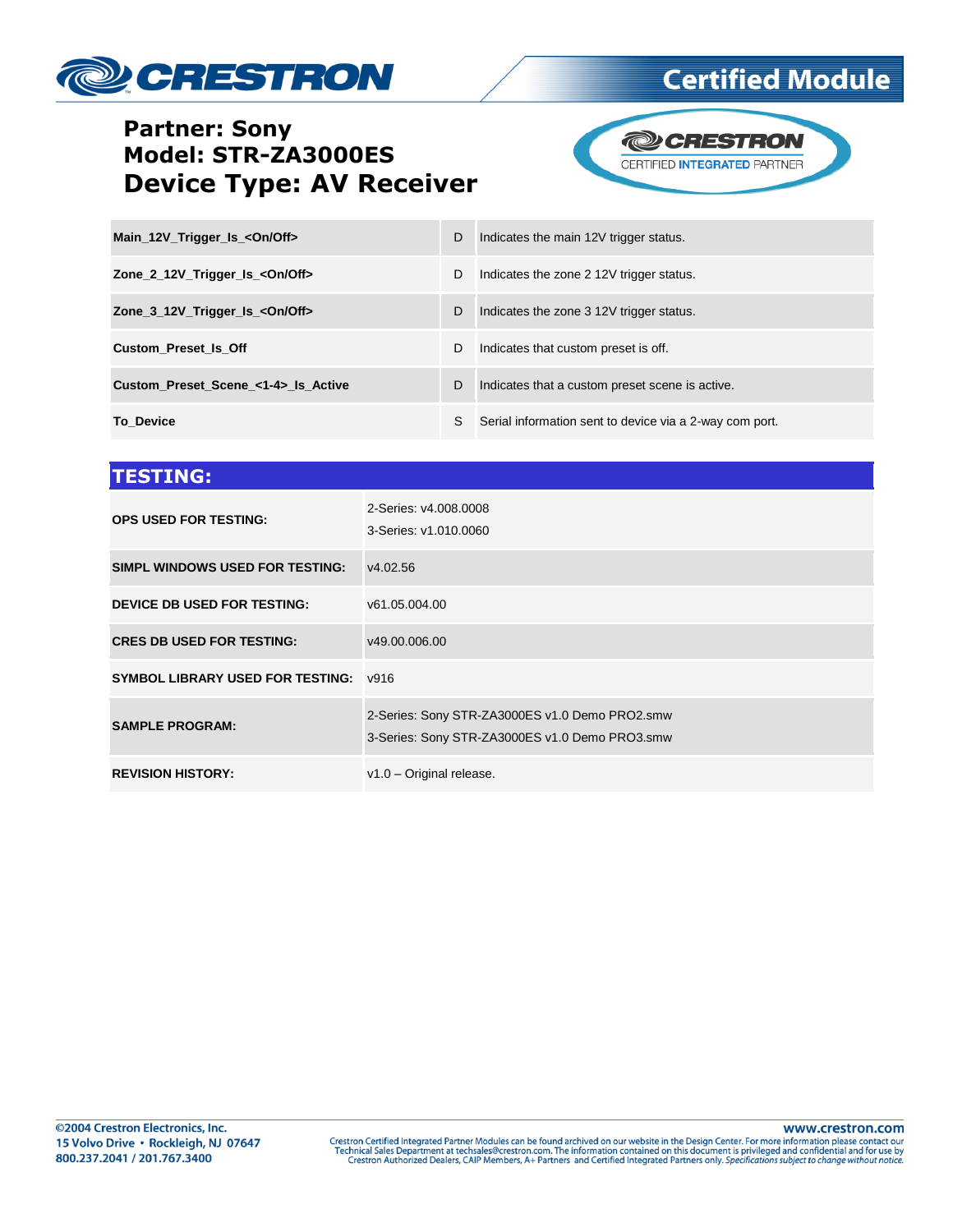| | | |
|---|---|---|
| **Main_12V_Trigger_Is_<On/Off>** | D | Indicates the main 12V trigger status. |
| **Zone_2_12V_Trigger_Is_<On/Off>** | D | Indicates the zone 2 12V trigger status. |
| **Zone_3_12V_Trigger_Is_<On/Off>** | D | Indicates the zone 3 12V trigger status. |
| **Custom_Preset_Is_Off** | D | Indicates that custom preset is off. |
| **Custom_Preset_Scene_<1-4>_Is_Active** | D | Indicates that a custom preset scene is active. |
| **To_Device** | S | Serial information sent to device via a 2-way com port. |

## TESTING:

| | |
|---|---|
| **OPS USED FOR TESTING:** | 2-Series: v4.008.0008<br>3-Series: v1.010.0060 |
| **SIMPL WINDOWS USED FOR TESTING:** | v4.02.56 |
| **DEVICE DB USED FOR TESTING:** | v61.05.004.00 |
| **CRES DB USED FOR TESTING:** | v49.00.006.00 |
| **SYMBOL LIBRARY USED FOR TESTING:** | v916 |
| **SAMPLE PROGRAM:** | 2-Series: Sony STR-ZA3000ES v1.0 Demo PRO2.smw<br>3-Series: Sony STR-ZA3000ES v1.0 Demo PRO3.smw |
| **REVISION HISTORY:** | v1.0 – Original release. |